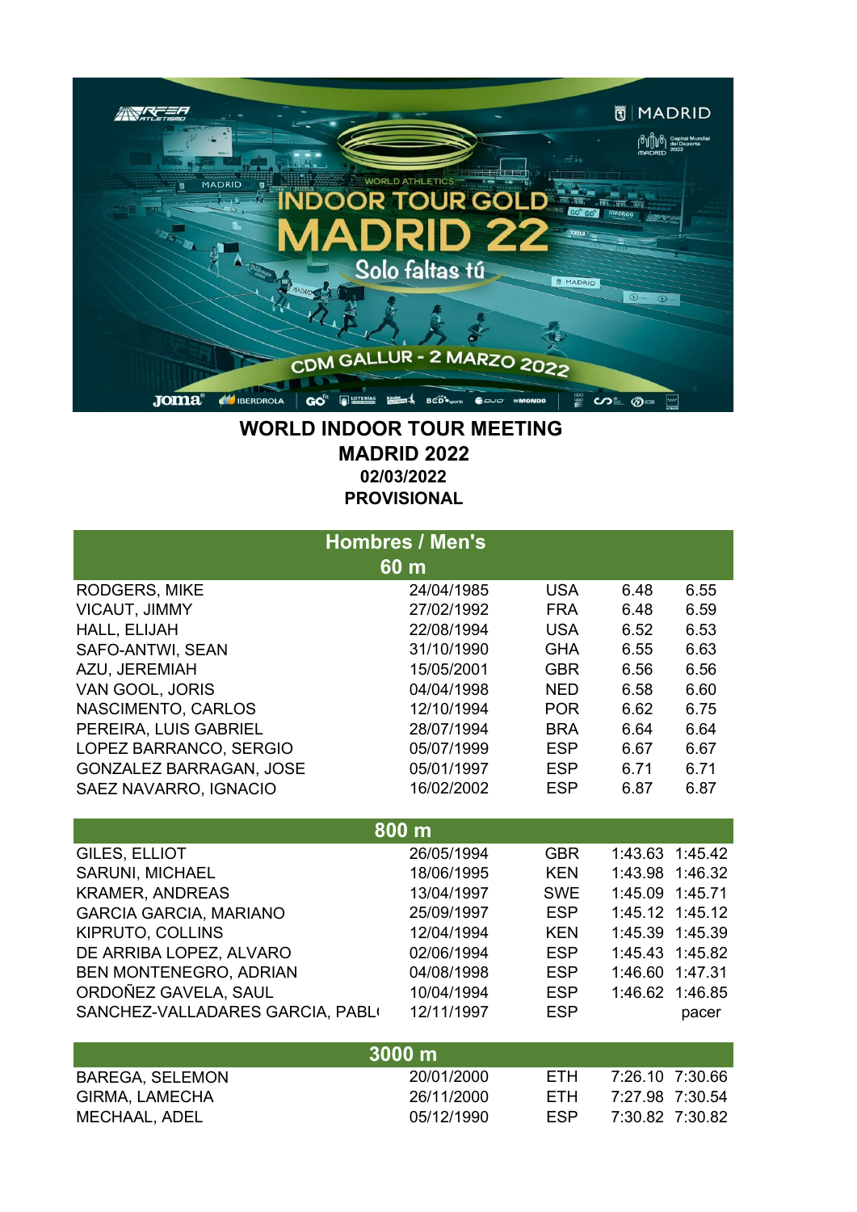# WORLD INDOOR TOUR MEETING
## MADRID 2022
**02/03/2022**

**PROVISIONAL**

## Hombres / Men's

### 60 m

| | | | | |
|---|---|---|---|---|
| RODGERS, MIKE | 24/04/1985 | USA | 6.48 | 6.55 |
| VICAUT, JIMMY | 27/02/1992 | FRA | 6.48 | 6.59 |
| HALL, ELIJAH | 22/08/1994 | USA | 6.52 | 6.53 |
| SAFO-ANTWI, SEAN | 31/10/1990 | GHA | 6.55 | 6.63 |
| AZU, JEREMIAH | 15/05/2001 | GBR | 6.56 | 6.56 |
| VAN GOOL, JORIS | 04/04/1998 | NED | 6.58 | 6.60 |
| NASCIMENTO, CARLOS | 12/10/1994 | POR | 6.62 | 6.75 |
| PEREIRA, LUIS GABRIEL | 28/07/1994 | BRA | 6.64 | 6.64 |
| LOPEZ BARRANCO, SERGIO | 05/07/1999 | ESP | 6.67 | 6.67 |
| GONZALEZ BARRAGAN, JOSE | 05/01/1997 | ESP | 6.71 | 6.71 |
| SAEZ NAVARRO, IGNACIO | 16/02/2002 | ESP | 6.87 | 6.87 |

### 800 m

| | | | | |
|---|---|---|---|---|
| GILES, ELLIOT | 26/05/1994 | GBR | 1:43.63 | 1:45.42 |
| SARUNI, MICHAEL | 18/06/1995 | KEN | 1:43.98 | 1:46.32 |
| KRAMER, ANDREAS | 13/04/1997 | SWE | 1:45.09 | 1:45.71 |
| GARCIA GARCIA, MARIANO | 25/09/1997 | ESP | 1:45.12 | 1:45.12 |
| KIPRUTO, COLLINS | 12/04/1994 | KEN | 1:45.39 | 1:45.39 |
| DE ARRIBA LOPEZ, ALVARO | 02/06/1994 | ESP | 1:45.43 | 1:45.82 |
| BEN MONTENEGRO, ADRIAN | 04/08/1998 | ESP | 1:46.60 | 1:47.31 |
| ORDOÑEZ GAVELA, SAUL | 10/04/1994 | ESP | 1:46.62 | 1:46.85 |
| SANCHEZ-VALLADARES GARCIA, PABLO | 12/11/1997 | ESP | | pacer |

### 3000 m

| | | | | |
|---|---|---|---|---|
| BAREGA, SELEMON | 20/01/2000 | ETH | 7:26.10 | 7:30.66 |
| GIRMA, LAMECHA | 26/11/2000 | ETH | 7:27.98 | 7:30.54 |
| MECHAAL, ADEL | 05/12/1990 | ESP | 7:30.82 | 7:30.82 |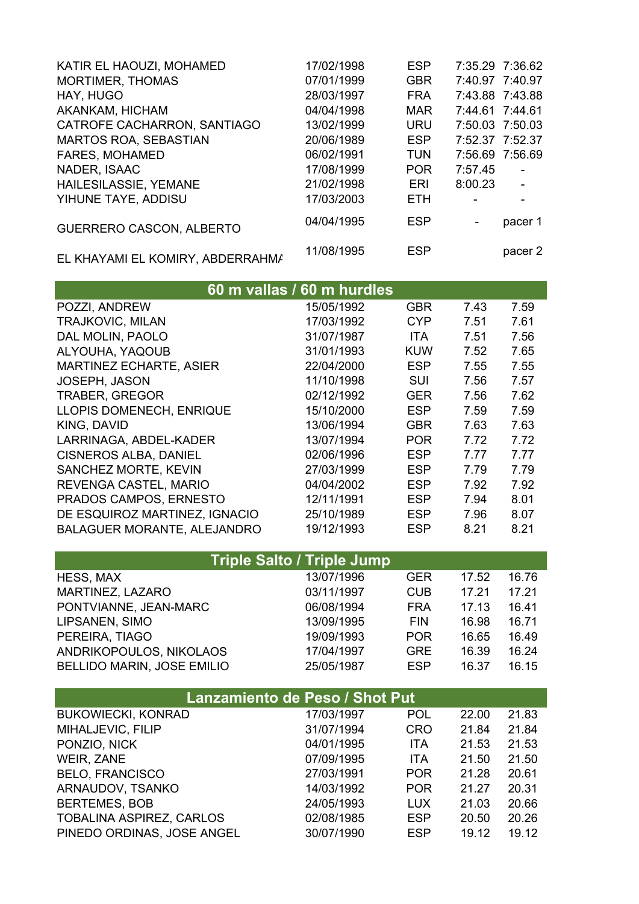| | | | | |
|---|---|---|---|---|
| KATIR EL HAOUZI, MOHAMED | 17/02/1998 | ESP | 7:35.29 | 7:36.62 |
| MORTIMER, THOMAS | 07/01/1999 | GBR | 7:40.97 | 7:40.97 |
| HAY, HUGO | 28/03/1997 | FRA | 7:43.88 | 7:43.88 |
| AKANKAM, HICHAM | 04/04/1998 | MAR | 7:44.61 | 7:44.61 |
| CATROFE CACHARRON, SANTIAGO | 13/02/1999 | URU | 7:50.03 | 7:50.03 |
| MARTOS ROA, SEBASTIAN | 20/06/1989 | ESP | 7:52.37 | 7:52.37 |
| FARES, MOHAMED | 06/02/1991 | TUN | 7:56.69 | 7:56.69 |
| NADER, ISAAC | 17/08/1999 | POR | 7:57.45 | - |
| HAILESILASSIE, YEMANE | 21/02/1998 | ERI | 8:00.23 | - |
| YIHUNE TAYE, ADDISU | 17/03/2003 | ETH | - | - |
| GUERRERO CASCON, ALBERTO | 04/04/1995 | ESP | - | pacer 1 |
| EL KHAYAMI EL KOMIRY, ABDERRAHMA | 11/08/1995 | ESP | | pacer 2 |

## 60 m vallas / 60 m hurdles

| | | | | |
|---|---|---|---|---|
| POZZI, ANDREW | 15/05/1992 | GBR | 7.43 | 7.59 |
| TRAJKOVIC, MILAN | 17/03/1992 | CYP | 7.51 | 7.61 |
| DAL MOLIN, PAOLO | 31/07/1987 | ITA | 7.51 | 7.56 |
| ALYOUHA, YAQOUB | 31/01/1993 | KUW | 7.52 | 7.65 |
| MARTINEZ ECHARTE, ASIER | 22/04/2000 | ESP | 7.55 | 7.55 |
| JOSEPH, JASON | 11/10/1998 | SUI | 7.56 | 7.57 |
| TRABER, GREGOR | 02/12/1992 | GER | 7.56 | 7.62 |
| LLOPIS DOMENECH, ENRIQUE | 15/10/2000 | ESP | 7.59 | 7.59 |
| KING, DAVID | 13/06/1994 | GBR | 7.63 | 7.63 |
| LARRINAGA, ABDEL-KADER | 13/07/1994 | POR | 7.72 | 7.72 |
| CISNEROS ALBA, DANIEL | 02/06/1996 | ESP | 7.77 | 7.77 |
| SANCHEZ MORTE, KEVIN | 27/03/1999 | ESP | 7.79 | 7.79 |
| REVENGA CASTEL, MARIO | 04/04/2002 | ESP | 7.92 | 7.92 |
| PRADOS CAMPOS, ERNESTO | 12/11/1991 | ESP | 7.94 | 8.01 |
| DE ESQUIROZ MARTINEZ, IGNACIO | 25/10/1989 | ESP | 7.96 | 8.07 |
| BALAGUER MORANTE, ALEJANDRO | 19/12/1993 | ESP | 8.21 | 8.21 |

## Triple Salto / Triple Jump

| | | | | |
|---|---|---|---|---|
| HESS, MAX | 13/07/1996 | GER | 17.52 | 16.76 |
| MARTINEZ, LAZARO | 03/11/1997 | CUB | 17.21 | 17.21 |
| PONTVIANNE, JEAN-MARC | 06/08/1994 | FRA | 17.13 | 16.41 |
| LIPSANEN, SIMO | 13/09/1995 | FIN | 16.98 | 16.71 |
| PEREIRA, TIAGO | 19/09/1993 | POR | 16.65 | 16.49 |
| ANDRIKOPOULOS, NIKOLAOS | 17/04/1997 | GRE | 16.39 | 16.24 |
| BELLIDO MARIN, JOSE EMILIO | 25/05/1987 | ESP | 16.37 | 16.15 |

## Lanzamiento de Peso / Shot Put

| | | | | |
|---|---|---|---|---|
| BUKOWIECKI, KONRAD | 17/03/1997 | POL | 22.00 | 21.83 |
| MIHALJEVIC, FILIP | 31/07/1994 | CRO | 21.84 | 21.84 |
| PONZIO, NICK | 04/01/1995 | ITA | 21.53 | 21.53 |
| WEIR, ZANE | 07/09/1995 | ITA | 21.50 | 21.50 |
| BELO, FRANCISCO | 27/03/1991 | POR | 21.28 | 20.61 |
| ARNAUDOV, TSANKO | 14/03/1992 | POR | 21.27 | 20.31 |
| BERTEMES, BOB | 24/05/1993 | LUX | 21.03 | 20.66 |
| TOBALINA ASPIREZ, CARLOS | 02/08/1985 | ESP | 20.50 | 20.26 |
| PINEDO ORDINAS, JOSE ANGEL | 30/07/1990 | ESP | 19.12 | 19.12 |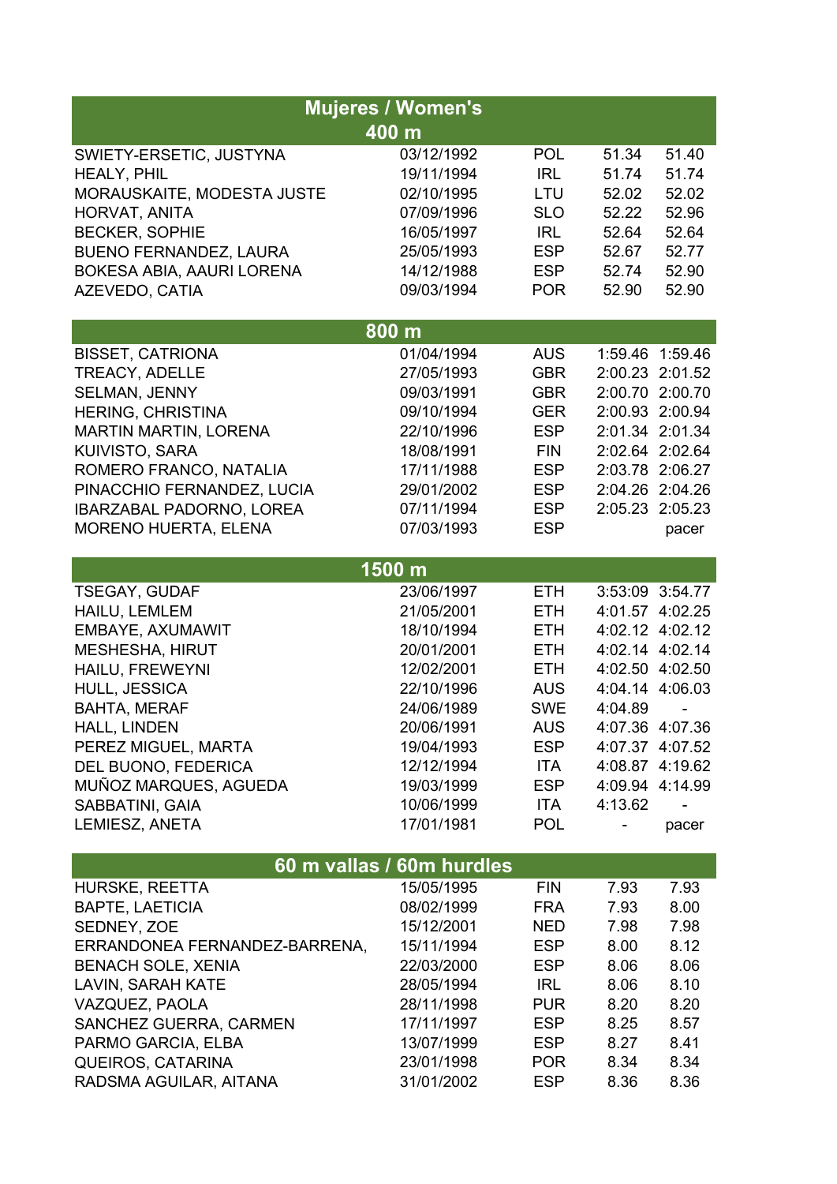## Mujeres / Women's

### 400 m

| | | | | |
|---|---|---|---|---|
| SWIETY-ERSETIC, JUSTYNA | 03/12/1992 | POL | 51.34 | 51.40 |
| HEALY, PHIL | 19/11/1994 | IRL | 51.74 | 51.74 |
| MORAUSKAITE, MODESTA JUSTE | 02/10/1995 | LTU | 52.02 | 52.02 |
| HORVAT, ANITA | 07/09/1996 | SLO | 52.22 | 52.96 |
| BECKER, SOPHIE | 16/05/1997 | IRL | 52.64 | 52.64 |
| BUENO FERNANDEZ, LAURA | 25/05/1993 | ESP | 52.67 | 52.77 |
| BOKESA ABIA, AAURI LORENA | 14/12/1988 | ESP | 52.74 | 52.90 |
| AZEVEDO, CATIA | 09/03/1994 | POR | 52.90 | 52.90 |

### 800 m

| | | | | |
|---|---|---|---|---|
| BISSET, CATRIONA | 01/04/1994 | AUS | 1:59.46 | 1:59.46 |
| TREACY, ADELLE | 27/05/1993 | GBR | 2:00.23 | 2:01.52 |
| SELMAN, JENNY | 09/03/1991 | GBR | 2:00.70 | 2:00.70 |
| HERING, CHRISTINA | 09/10/1994 | GER | 2:00.93 | 2:00.94 |
| MARTIN MARTIN, LORENA | 22/10/1996 | ESP | 2:01.34 | 2:01.34 |
| KUIVISTO, SARA | 18/08/1991 | FIN | 2:02.64 | 2:02.64 |
| ROMERO FRANCO, NATALIA | 17/11/1988 | ESP | 2:03.78 | 2:06.27 |
| PINACCHIO FERNANDEZ, LUCIA | 29/01/2002 | ESP | 2:04.26 | 2:04.26 |
| IBARZABAL PADORNO, LOREA | 07/11/1994 | ESP | 2:05.23 | 2:05.23 |
| MORENO HUERTA, ELENA | 07/03/1993 | ESP | | pacer |

### 1500 m

| | | | | |
|---|---|---|---|---|
| TSEGAY, GUDAF | 23/06/1997 | ETH | 3:53:09 | 3:54.77 |
| HAILU, LEMLEM | 21/05/2001 | ETH | 4:01.57 | 4:02.25 |
| EMBAYE, AXUMAWIT | 18/10/1994 | ETH | 4:02.12 | 4:02.12 |
| MESHESHA, HIRUT | 20/01/2001 | ETH | 4:02.14 | 4:02.14 |
| HAILU, FREWEYNI | 12/02/2001 | ETH | 4:02.50 | 4:02.50 |
| HULL, JESSICA | 22/10/1996 | AUS | 4:04.14 | 4:06.03 |
| BAHTA, MERAF | 24/06/1989 | SWE | 4:04.89 | - |
| HALL, LINDEN | 20/06/1991 | AUS | 4:07.36 | 4:07.36 |
| PEREZ MIGUEL, MARTA | 19/04/1993 | ESP | 4:07.37 | 4:07.52 |
| DEL BUONO, FEDERICA | 12/12/1994 | ITA | 4:08.87 | 4:19.62 |
| MUÑOZ MARQUES, AGUEDA | 19/03/1999 | ESP | 4:09.94 | 4:14.99 |
| SABBATINI, GAIA | 10/06/1999 | ITA | 4:13.62 | - |
| LEMIESZ, ANETA | 17/01/1981 | POL | - | pacer |

### 60 m vallas / 60m hurdles

| | | | | |
|---|---|---|---|---|
| HURSKE, REETTA | 15/05/1995 | FIN | 7.93 | 7.93 |
| BAPTE, LAETICIA | 08/02/1999 | FRA | 7.93 | 8.00 |
| SEDNEY, ZOE | 15/12/2001 | NED | 7.98 | 7.98 |
| ERRANDONEA FERNANDEZ-BARRENA, | 15/11/1994 | ESP | 8.00 | 8.12 |
| BENACH SOLE, XENIA | 22/03/2000 | ESP | 8.06 | 8.06 |
| LAVIN, SARAH KATE | 28/05/1994 | IRL | 8.06 | 8.10 |
| VAZQUEZ, PAOLA | 28/11/1998 | PUR | 8.20 | 8.20 |
| SANCHEZ GUERRA, CARMEN | 17/11/1997 | ESP | 8.25 | 8.57 |
| PARMO GARCIA, ELBA | 13/07/1999 | ESP | 8.27 | 8.41 |
| QUEIROS, CATARINA | 23/01/1998 | POR | 8.34 | 8.34 |
| RADSMA AGUILAR, AITANA | 31/01/2002 | ESP | 8.36 | 8.36 |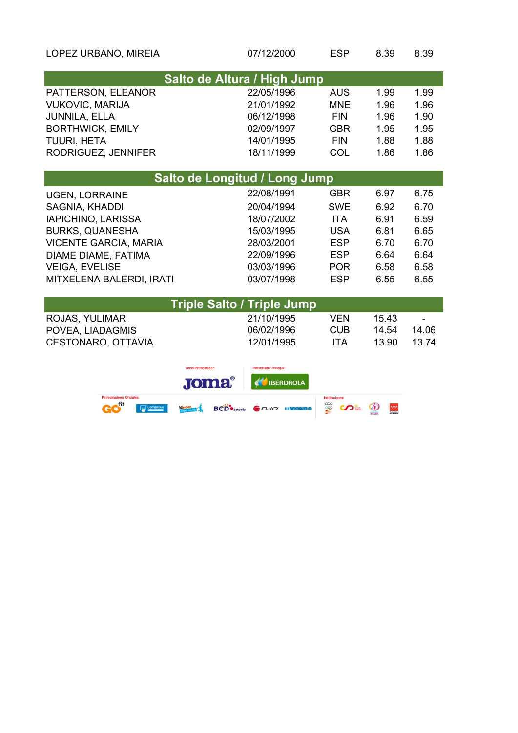| | | | | |
|---|---|---|---|---|
| LOPEZ URBANO, MIREIA | 07/12/2000 | ESP | 8.39 | 8.39 |

## Salto de Altura / High Jump

| | | | | |
|---|---|---|---|---|
| PATTERSON, ELEANOR | 22/05/1996 | AUS | 1.99 | 1.99 |
| VUKOVIC, MARIJA | 21/01/1992 | MNE | 1.96 | 1.96 |
| JUNNILA, ELLA | 06/12/1998 | FIN | 1.96 | 1.90 |
| BORTHWICK, EMILY | 02/09/1997 | GBR | 1.95 | 1.95 |
| TUURI, HETA | 14/01/1995 | FIN | 1.88 | 1.88 |
| RODRIGUEZ, JENNIFER | 18/11/1999 | COL | 1.86 | 1.86 |

## Salto de Longitud / Long Jump

| | | | | |
|---|---|---|---|---|
| UGEN, LORRAINE | 22/08/1991 | GBR | 6.97 | 6.75 |
| SAGNIA, KHADDI | 20/04/1994 | SWE | 6.92 | 6.70 |
| IAPICHINO, LARISSA | 18/07/2002 | ITA | 6.91 | 6.59 |
| BURKS, QUANESHA | 15/03/1995 | USA | 6.81 | 6.65 |
| VICENTE GARCIA, MARIA | 28/03/2001 | ESP | 6.70 | 6.70 |
| DIAME DIAME, FATIMA | 22/09/1996 | ESP | 6.64 | 6.64 |
| VEIGA, EVELISE | 03/03/1996 | POR | 6.58 | 6.58 |
| MITXELENA BALERDI, IRATI | 03/07/1998 | ESP | 6.55 | 6.55 |

## Triple Salto / Triple Jump

| | | | | |
|---|---|---|---|---|
| ROJAS, YULIMAR | 21/10/1995 | VEN | 15.43 | - |
| POVEA, LIADAGMIS | 06/02/1996 | CUB | 14.54 | 14.06 |
| CESTONARO, OTTAVIA | 12/01/1995 | ITA | 13.90 | 13.74 |

Socio Patrocinador: Joma

Patrocinador Principal: IBERDROLA

Patrocinadores Oficiales: GO fit, Loterías, Kinder, BCD sports, DJO, MONDO

Instituciones: